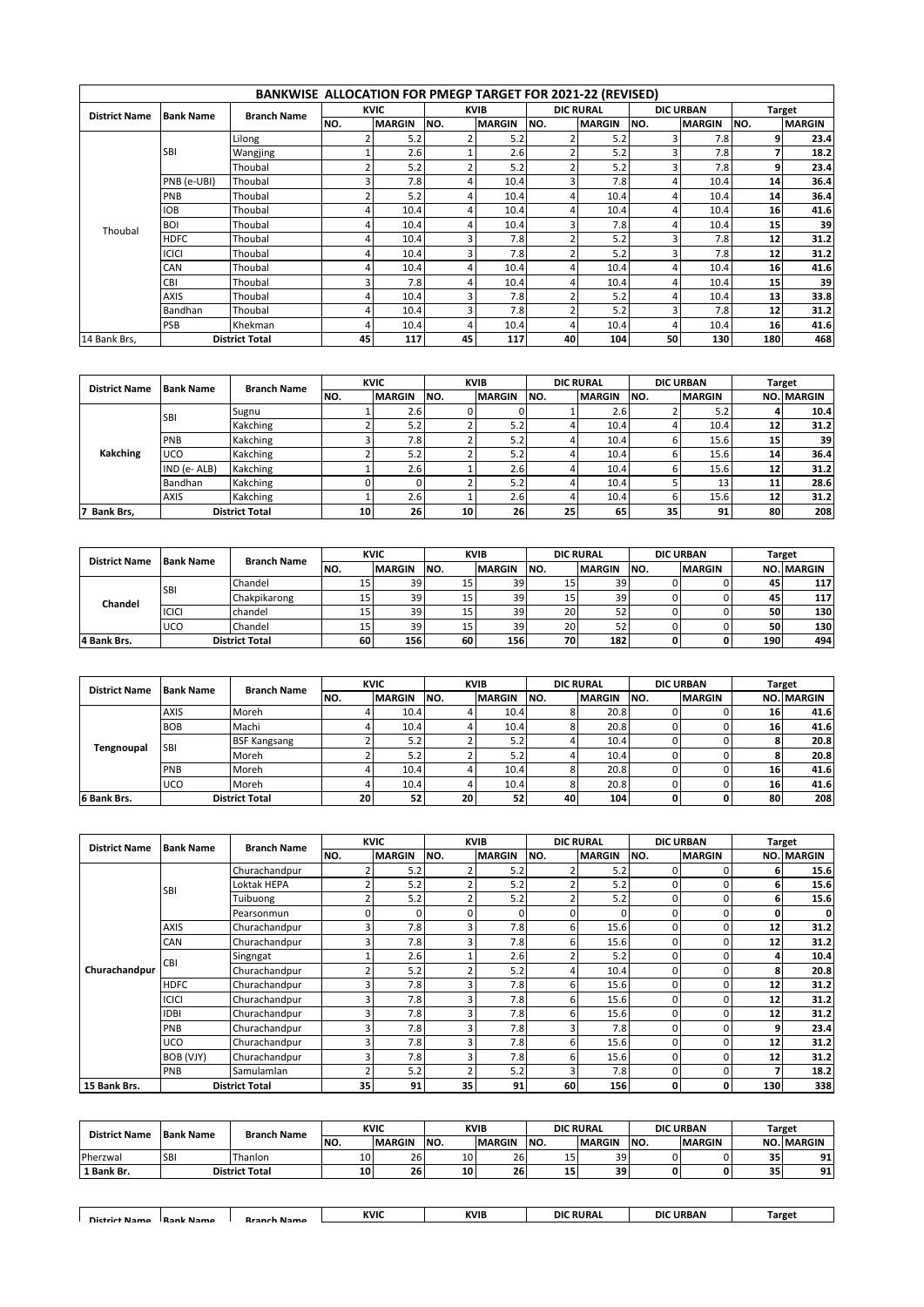# BANKWISE ALLOCATION FOR PMEGP TARGET FOR 2021-22 (REVISED)

| District Name | Bank Name | Branch Name | KVIC | | KVIB | | DIC RURAL | | DIC URBAN | | Target | |
|---|---|---|---|---|---|---|---|---|---|---|---|---|
| | | | NO. | MARGIN | NO. | MARGIN | NO. | MARGIN | NO. | MARGIN | NO. | MARGIN |
| Thoubal | SBI | Lilong | 2 | 5.2 | 2 | 5.2 | 2 | 5.2 | 3 | 7.8 | 9 | 23.4 |
| | | Wangjing | 1 | 2.6 | 1 | 2.6 | 2 | 5.2 | 3 | 7.8 | 7 | 18.2 |
| | | Thoubal | 2 | 5.2 | 2 | 5.2 | 2 | 5.2 | 3 | 7.8 | 9 | 23.4 |
| | PNB (e-UBI) | Thoubal | 3 | 7.8 | 4 | 10.4 | 3 | 7.8 | 4 | 10.4 | 14 | 36.4 |
| | PNB | Thoubal | 2 | 5.2 | 4 | 10.4 | 4 | 10.4 | 4 | 10.4 | 14 | 36.4 |
| | IOB | Thoubal | 4 | 10.4 | 4 | 10.4 | 4 | 10.4 | 4 | 10.4 | 16 | 41.6 |
| | BOI | Thoubal | 4 | 10.4 | 4 | 10.4 | 3 | 7.8 | 4 | 10.4 | 15 | 39 |
| | HDFC | Thoubal | 4 | 10.4 | 3 | 7.8 | 2 | 5.2 | 3 | 7.8 | 12 | 31.2 |
| | ICICI | Thoubal | 4 | 10.4 | 3 | 7.8 | 2 | 5.2 | 3 | 7.8 | 12 | 31.2 |
| | CAN | Thoubal | 4 | 10.4 | 4 | 10.4 | 4 | 10.4 | 4 | 10.4 | 16 | 41.6 |
| | CBI | Thoubal | 3 | 7.8 | 4 | 10.4 | 4 | 10.4 | 4 | 10.4 | 15 | 39 |
| | AXIS | Thoubal | 4 | 10.4 | 3 | 7.8 | 2 | 5.2 | 4 | 10.4 | 13 | 33.8 |
| | Bandhan | Thoubal | 4 | 10.4 | 3 | 7.8 | 2 | 5.2 | 3 | 7.8 | 12 | 31.2 |
| | PSB | Khekman | 4 | 10.4 | 4 | 10.4 | 4 | 10.4 | 4 | 10.4 | 16 | 41.6 |
| 14 Bank Brs, | District Total | | **45** | **117** | **45** | **117** | **40** | **104** | **50** | **130** | **180** | **468** |

| District Name | Bank Name | Branch Name | KVIC | | KVIB | | DIC RURAL | | DIC URBAN | | Target | |
|---|---|---|---|---|---|---|---|---|---|---|---|---|
| | | | NO. | MARGIN | NO. | MARGIN | NO. | MARGIN | NO. | MARGIN | NO. | MARGIN |
| Kakching | SBI | Sugnu | 1 | 2.6 | 0 | 0 | 1 | 2.6 | 2 | 5.2 | 4 | 10.4 |
| | | Kakching | 2 | 5.2 | 2 | 5.2 | 4 | 10.4 | 4 | 10.4 | 12 | 31.2 |
| | PNB | Kakching | 3 | 7.8 | 2 | 5.2 | 4 | 10.4 | 6 | 15.6 | 15 | 39 |
| | UCO | Kakching | 2 | 5.2 | 2 | 5.2 | 4 | 10.4 | 6 | 15.6 | 14 | 36.4 |
| | IND (e- ALB) | Kakching | 1 | 2.6 | 1 | 2.6 | 4 | 10.4 | 6 | 15.6 | 12 | 31.2 |
| | Bandhan | Kakching | 0 | 0 | 2 | 5.2 | 4 | 10.4 | 5 | 13 | 11 | 28.6 |
| | AXIS | Kakching | 1 | 2.6 | 1 | 2.6 | 4 | 10.4 | 6 | 15.6 | 12 | 31.2 |
| 7 Bank Brs, | District Total | | **10** | **26** | **10** | **26** | **25** | **65** | **35** | **91** | **80** | **208** |

| District Name | Bank Name | Branch Name | KVIC | | KVIB | | DIC RURAL | | DIC URBAN | | Target | |
|---|---|---|---|---|---|---|---|---|---|---|---|---|
| | | | NO. | MARGIN | NO. | MARGIN | NO. | MARGIN | NO. | MARGIN | NO. | MARGIN |
| Chandel | SBI | Chandel | 15 | 39 | 15 | 39 | 15 | 39 | 0 | 0 | 45 | 117 |
| | | Chakpikarong | 15 | 39 | 15 | 39 | 15 | 39 | 0 | 0 | 45 | 117 |
| | ICICI | chandel | 15 | 39 | 15 | 39 | 20 | 52 | 0 | 0 | 50 | 130 |
| | UCO | Chandel | 15 | 39 | 15 | 39 | 20 | 52 | 0 | 0 | 50 | 130 |
| 4 Bank Brs. | District Total | | **60** | **156** | **60** | **156** | **70** | **182** | **0** | **0** | **190** | **494** |

| District Name | Bank Name | Branch Name | KVIC | | KVIB | | DIC RURAL | | DIC URBAN | | Target | |
|---|---|---|---|---|---|---|---|---|---|---|---|---|
| | | | NO. | MARGIN | NO. | MARGIN | NO. | MARGIN | NO. | MARGIN | NO. | MARGIN |
| Tengnoupal | AXIS | Moreh | 4 | 10.4 | 4 | 10.4 | 8 | 20.8 | 0 | 0 | 16 | 41.6 |
| | BOB | Machi | 4 | 10.4 | 4 | 10.4 | 8 | 20.8 | 0 | 0 | 16 | 41.6 |
| | SBI | BSF Kangsang | 2 | 5.2 | 2 | 5.2 | 4 | 10.4 | 0 | 0 | 8 | 20.8 |
| | | Moreh | 2 | 5.2 | 2 | 5.2 | 4 | 10.4 | 0 | 0 | 8 | 20.8 |
| | PNB | Moreh | 4 | 10.4 | 4 | 10.4 | 8 | 20.8 | 0 | 0 | 16 | 41.6 |
| | UCO | Moreh | 4 | 10.4 | 4 | 10.4 | 8 | 20.8 | 0 | 0 | 16 | 41.6 |
| 6 Bank Brs. | District Total | | **20** | **52** | **20** | **52** | **40** | **104** | **0** | **0** | **80** | **208** |

| District Name | Bank Name | Branch Name | KVIC | | KVIB | | DIC RURAL | | DIC URBAN | | Target | |
|---|---|---|---|---|---|---|---|---|---|---|---|---|
| | | | NO. | MARGIN | NO. | MARGIN | NO. | MARGIN | NO. | MARGIN | NO. | MARGIN |
| Churachandpur | SBI | Churachandpur | 2 | 5.2 | 2 | 5.2 | 2 | 5.2 | 0 | 0 | 6 | 15.6 |
| | | Loktak HEPA | 2 | 5.2 | 2 | 5.2 | 2 | 5.2 | 0 | 0 | 6 | 15.6 |
| | | Tuibuong | 2 | 5.2 | 2 | 5.2 | 2 | 5.2 | 0 | 0 | 6 | 15.6 |
| | | Pearsonmun | 0 | 0 | 0 | 0 | 0 | 0 | 0 | 0 | 0 | 0 |
| | AXIS | Churachandpur | 3 | 7.8 | 3 | 7.8 | 6 | 15.6 | 0 | 0 | 12 | 31.2 |
| | CAN | Churachandpur | 3 | 7.8 | 3 | 7.8 | 6 | 15.6 | 0 | 0 | 12 | 31.2 |
| | CBI | Singngat | 1 | 2.6 | 1 | 2.6 | 2 | 5.2 | 0 | 0 | 4 | 10.4 |
| | | Churachandpur | 2 | 5.2 | 2 | 5.2 | 4 | 10.4 | 0 | 0 | 8 | 20.8 |
| | HDFC | Churachandpur | 3 | 7.8 | 3 | 7.8 | 6 | 15.6 | 0 | 0 | 12 | 31.2 |
| | ICICI | Churachandpur | 3 | 7.8 | 3 | 7.8 | 6 | 15.6 | 0 | 0 | 12 | 31.2 |
| | IDBI | Churachandpur | 3 | 7.8 | 3 | 7.8 | 6 | 15.6 | 0 | 0 | 12 | 31.2 |
| | PNB | Churachandpur | 3 | 7.8 | 3 | 7.8 | 3 | 7.8 | 0 | 0 | 9 | 23.4 |
| | UCO | Churachandpur | 3 | 7.8 | 3 | 7.8 | 6 | 15.6 | 0 | 0 | 12 | 31.2 |
| | BOB (VJY) | Churachandpur | 3 | 7.8 | 3 | 7.8 | 6 | 15.6 | 0 | 0 | 12 | 31.2 |
| | PNB | Samulamlan | 2 | 5.2 | 2 | 5.2 | 3 | 7.8 | 0 | 0 | 7 | 18.2 |
| 15 Bank Brs. | District Total | | **35** | **91** | **35** | **91** | **60** | **156** | **0** | **0** | **130** | **338** |

| District Name | Bank Name | Branch Name | KVIC | | KVIB | | DIC RURAL | | DIC URBAN | | Target | |
|---|---|---|---|---|---|---|---|---|---|---|---|---|
| | | | NO. | MARGIN | NO. | MARGIN | NO. | MARGIN | NO. | MARGIN | NO. | MARGIN |
| Pherzwal | SBI | Thanlon | 10 | 26 | 10 | 26 | 15 | 39 | 0 | 0 | 35 | 91 |
| 1 Bank Br. | District Total | | **10** | **26** | **10** | **26** | **15** | **39** | **0** | **0** | **35** | **91** |

| District Name | Bank Name | Branch Name | KVIC | | KVIB | | DIC RURAL | | DIC URBAN | | Target | |
|---|---|---|---|---|---|---|---|---|---|---|---|---|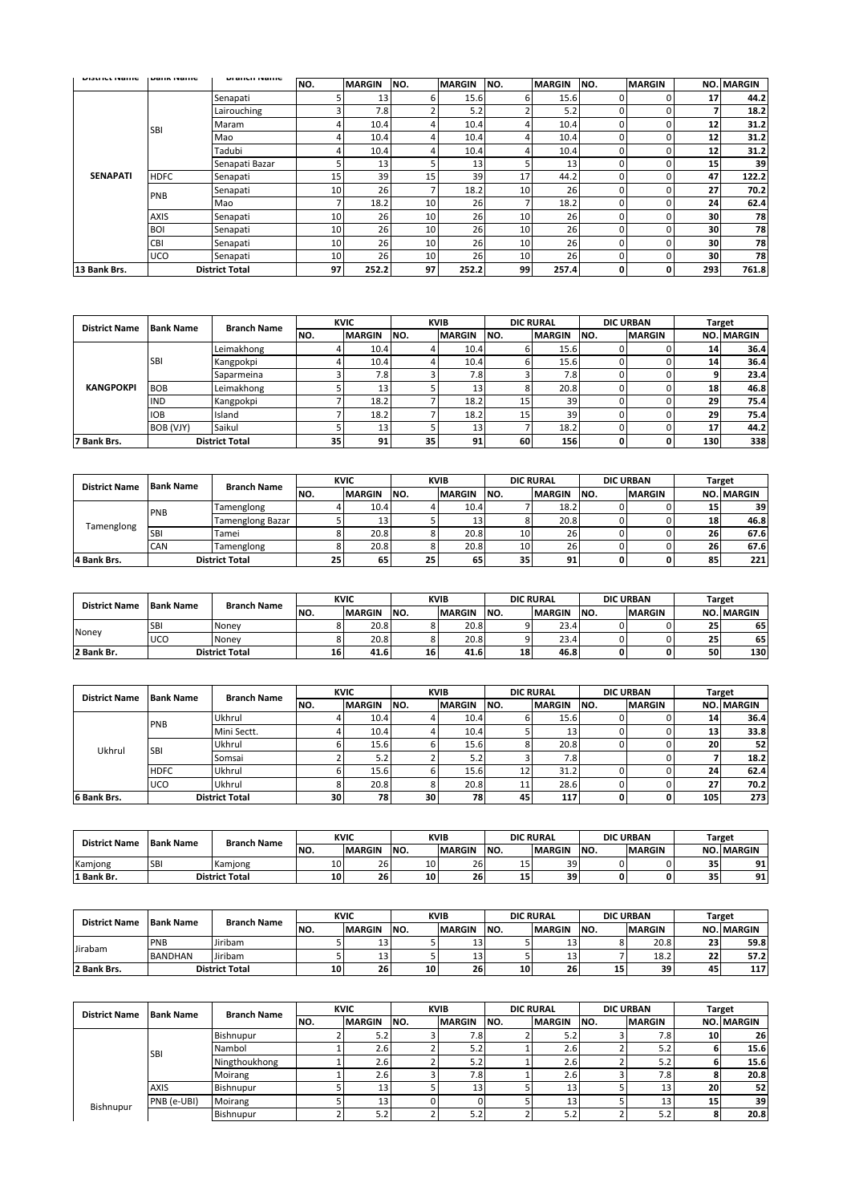| District Name | Bank Name | Branch Name | KVIC | | KVIB | | DIC RURAL | | DIC URBAN | | Target | |
|---|---|---|---|---|---|---|---|---|---|---|---|---|
| | | | NO. | MARGIN | NO. | MARGIN | NO. | MARGIN | NO. | MARGIN | NO. | MARGIN |
| SENAPATI | SBI | Senapati | 5 | 13 | 6 | 15.6 | 6 | 15.6 | 0 | 0 | 17 | 44.2 |
| | | Lairouching | 3 | 7.8 | 2 | 5.2 | 2 | 5.2 | 0 | 0 | 7 | 18.2 |
| | | Maram | 4 | 10.4 | 4 | 10.4 | 4 | 10.4 | 0 | 0 | 12 | 31.2 |
| | | Mao | 4 | 10.4 | 4 | 10.4 | 4 | 10.4 | 0 | 0 | 12 | 31.2 |
| | | Tadubi | 4 | 10.4 | 4 | 10.4 | 4 | 10.4 | 0 | 0 | 12 | 31.2 |
| | | Senapati Bazar | 5 | 13 | 5 | 13 | 5 | 13 | 0 | 0 | 15 | 39 |
| | HDFC | Senapati | 15 | 39 | 15 | 39 | 17 | 44.2 | 0 | 0 | 47 | 122.2 |
| | PNB | Senapati | 10 | 26 | 7 | 18.2 | 10 | 26 | 0 | 0 | 27 | 70.2 |
| | | Mao | 7 | 18.2 | 10 | 26 | 7 | 18.2 | 0 | 0 | 24 | 62.4 |
| | AXIS | Senapati | 10 | 26 | 10 | 26 | 10 | 26 | 0 | 0 | 30 | 78 |
| | BOI | Senapati | 10 | 26 | 10 | 26 | 10 | 26 | 0 | 0 | 30 | 78 |
| | CBI | Senapati | 10 | 26 | 10 | 26 | 10 | 26 | 0 | 0 | 30 | 78 |
| | UCO | Senapati | 10 | 26 | 10 | 26 | 10 | 26 | 0 | 0 | 30 | 78 |
| 13 Bank Brs. | | District Total | 97 | 252.2 | 97 | 252.2 | 99 | 257.4 | 0 | 0 | 293 | 761.8 |

| District Name | Bank Name | Branch Name | KVIC | | KVIB | | DIC RURAL | | DIC URBAN | | Target | |
|---|---|---|---|---|---|---|---|---|---|---|---|---|
| | | | NO. | MARGIN | NO. | MARGIN | NO. | MARGIN | NO. | MARGIN | NO. | MARGIN |
| KANGPOKPI | SBI | Leimakhong | 4 | 10.4 | 4 | 10.4 | 6 | 15.6 | 0 | 0 | 14 | 36.4 |
| | | Kangpokpi | 4 | 10.4 | 4 | 10.4 | 6 | 15.6 | 0 | 0 | 14 | 36.4 |
| | | Saparmeina | 3 | 7.8 | 3 | 7.8 | 3 | 7.8 | 0 | 0 | 9 | 23.4 |
| | BOB | Leimakhong | 5 | 13 | 5 | 13 | 8 | 20.8 | 0 | 0 | 18 | 46.8 |
| | IND | Kangpokpi | 7 | 18.2 | 7 | 18.2 | 15 | 39 | 0 | 0 | 29 | 75.4 |
| | IOB | Island | 7 | 18.2 | 7 | 18.2 | 15 | 39 | 0 | 0 | 29 | 75.4 |
| | BOB (VJY) | Saikul | 5 | 13 | 5 | 13 | 7 | 18.2 | 0 | 0 | 17 | 44.2 |
| 7 Bank Brs. | | District Total | 35 | 91 | 35 | 91 | 60 | 156 | 0 | 0 | 130 | 338 |

| District Name | Bank Name | Branch Name | KVIC | | KVIB | | DIC RURAL | | DIC URBAN | | Target | |
|---|---|---|---|---|---|---|---|---|---|---|---|---|
| | | | NO. | MARGIN | NO. | MARGIN | NO. | MARGIN | NO. | MARGIN | NO. | MARGIN |
| Tamenglong | PNB | Tamenglong | 4 | 10.4 | 4 | 10.4 | 7 | 18.2 | 0 | 0 | 15 | 39 |
| | | Tamenglong Bazar | 5 | 13 | 5 | 13 | 8 | 20.8 | 0 | 0 | 18 | 46.8 |
| | SBI | Tamei | 8 | 20.8 | 8 | 20.8 | 10 | 26 | 0 | 0 | 26 | 67.6 |
| | CAN | Tamenglong | 8 | 20.8 | 8 | 20.8 | 10 | 26 | 0 | 0 | 26 | 67.6 |
| 4 Bank Brs. | | District Total | 25 | 65 | 25 | 65 | 35 | 91 | 0 | 0 | 85 | 221 |

| District Name | Bank Name | Branch Name | KVIC | | KVIB | | DIC RURAL | | DIC URBAN | | Target | |
|---|---|---|---|---|---|---|---|---|---|---|---|---|
| | | | NO. | MARGIN | NO. | MARGIN | NO. | MARGIN | NO. | MARGIN | NO. | MARGIN |
| Noney | SBI | Noney | 8 | 20.8 | 8 | 20.8 | 9 | 23.4 | 0 | 0 | 25 | 65 |
| | UCO | Noney | 8 | 20.8 | 8 | 20.8 | 9 | 23.4 | 0 | 0 | 25 | 65 |
| 2 Bank Br. | | District Total | 16 | 41.6 | 16 | 41.6 | 18 | 46.8 | 0 | 0 | 50 | 130 |

| District Name | Bank Name | Branch Name | KVIC | | KVIB | | DIC RURAL | | DIC URBAN | | Target | |
|---|---|---|---|---|---|---|---|---|---|---|---|---|
| | | | NO. | MARGIN | NO. | MARGIN | NO. | MARGIN | NO. | MARGIN | NO. | MARGIN |
| Ukhrul | PNB | Ukhrul | 4 | 10.4 | 4 | 10.4 | 6 | 15.6 | 0 | 0 | 14 | 36.4 |
| | | Mini Sectt. | 4 | 10.4 | 4 | 10.4 | 5 | 13 | 0 | 0 | 13 | 33.8 |
| | SBI | Ukhrul | 6 | 15.6 | 6 | 15.6 | 8 | 20.8 | 0 | 0 | 20 | 52 |
| | | Somsai | 2 | 5.2 | 2 | 5.2 | 3 | 7.8 | | 0 | 7 | 18.2 |
| | HDFC | Ukhrul | 6 | 15.6 | 6 | 15.6 | 12 | 31.2 | 0 | 0 | 24 | 62.4 |
| | UCO | Ukhrul | 8 | 20.8 | 8 | 20.8 | 11 | 28.6 | 0 | 0 | 27 | 70.2 |
| 6 Bank Brs. | | District Total | 30 | 78 | 30 | 78 | 45 | 117 | 0 | 0 | 105 | 273 |

| District Name | Bank Name | Branch Name | KVIC | | KVIB | | DIC RURAL | | DIC URBAN | | Target | |
|---|---|---|---|---|---|---|---|---|---|---|---|---|
| | | | NO. | MARGIN | NO. | MARGIN | NO. | MARGIN | NO. | MARGIN | NO. | MARGIN |
| Kamjong | SBI | Kamjong | 10 | 26 | 10 | 26 | 15 | 39 | 0 | 0 | 35 | 91 |
| 1 Bank Br. | | District Total | 10 | 26 | 10 | 26 | 15 | 39 | 0 | 0 | 35 | 91 |

| District Name | Bank Name | Branch Name | KVIC | | KVIB | | DIC RURAL | | DIC URBAN | | Target | |
|---|---|---|---|---|---|---|---|---|---|---|---|---|
| | | | NO. | MARGIN | NO. | MARGIN | NO. | MARGIN | NO. | MARGIN | NO. | MARGIN |
| Jirabam | PNB | Jiribam | 5 | 13 | 5 | 13 | 5 | 13 | 8 | 20.8 | 23 | 59.8 |
| | BANDHAN | Jiribam | 5 | 13 | 5 | 13 | 5 | 13 | 7 | 18.2 | 22 | 57.2 |
| 2 Bank Brs. | | District Total | 10 | 26 | 10 | 26 | 10 | 26 | 15 | 39 | 45 | 117 |

| District Name | Bank Name | Branch Name | KVIC | | KVIB | | DIC RURAL | | DIC URBAN | | Target | |
|---|---|---|---|---|---|---|---|---|---|---|---|---|
| | | | NO. | MARGIN | NO. | MARGIN | NO. | MARGIN | NO. | MARGIN | NO. | MARGIN |
| Bishnupur | SBI | Bishnupur | 2 | 5.2 | 3 | 7.8 | 2 | 5.2 | 3 | 7.8 | 10 | 26 |
| | | Nambol | 1 | 2.6 | 2 | 5.2 | 1 | 2.6 | 2 | 5.2 | 6 | 15.6 |
| | | Ningthoukhong | 1 | 2.6 | 2 | 5.2 | 1 | 2.6 | 2 | 5.2 | 6 | 15.6 |
| | | Moirang | 1 | 2.6 | 3 | 7.8 | 1 | 2.6 | 3 | 7.8 | 8 | 20.8 |
| | AXIS | Bishnupur | 5 | 13 | 5 | 13 | 5 | 13 | 5 | 13 | 20 | 52 |
| | PNB (e-UBI) | Moirang | 5 | 13 | 0 | 0 | 5 | 13 | 5 | 13 | 15 | 39 |
| | | Bishnupur | 2 | 5.2 | 2 | 5.2 | 2 | 5.2 | 2 | 5.2 | 8 | 20.8 |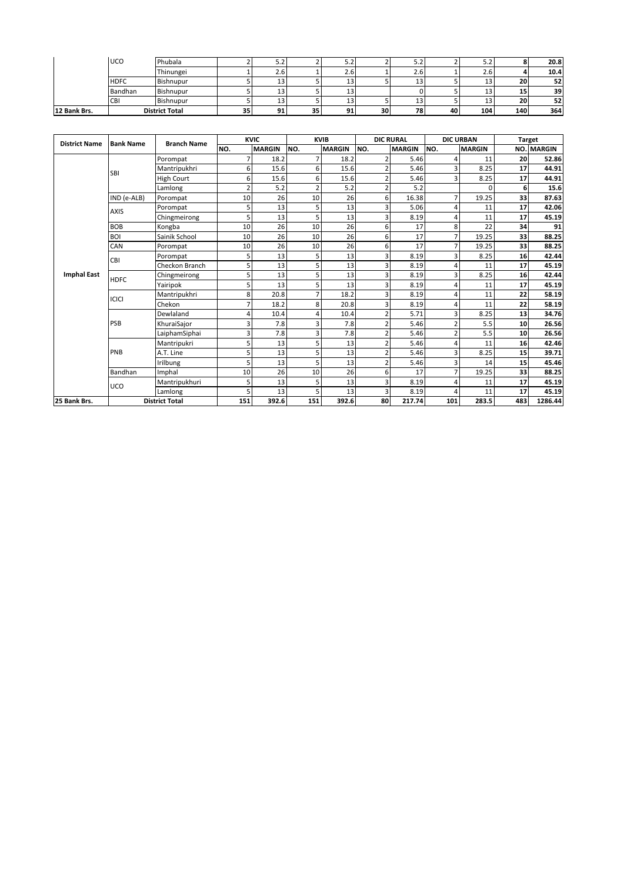|  |  |  |  |  |  |  |  |  |  |  |  |  |
|---|---|---|---|---|---|---|---|---|---|---|---|---|
|  | UCO | Phubala | 2 | 5.2 | 2 | 5.2 | 2 | 5.2 | 2 | 5.2 | **8** | **20.8** |
|  |  | Thinungei | 1 | 2.6 | 1 | 2.6 | 1 | 2.6 | 1 | 2.6 | **4** | **10.4** |
|  | HDFC | Bishnupur | 5 | 13 | 5 | 13 | 5 | 13 | 5 | 13 | **20** | **52** |
|  | Bandhan | Bishnupur | 5 | 13 | 5 | 13 |  | 0 | 5 | 13 | **15** | **39** |
|  | CBI | Bishnupur | 5 | 13 | 5 | 13 | 5 | 13 | 5 | 13 | **20** | **52** |
| **12 Bank Brs.** | **District Total** |  | **35** | **91** | **35** | **91** | **30** | **78** | **40** | **104** | **140** | **364** |

| District Name | Bank Name | Branch Name | KVIC |  | KVIB |  | DIC RURAL |  | DIC URBAN |  | Target |  |
|---|---|---|---|---|---|---|---|---|---|---|---|---|
|  |  |  | NO. | MARGIN | NO. | MARGIN | NO. | MARGIN | NO. | MARGIN | NO. | MARGIN |
| **Imphal East** | SBI | Porompat | 7 | 18.2 | 7 | 18.2 | 2 | 5.46 | 4 | 11 | **20** | **52.86** |
|  |  | Mantripukhri | 6 | 15.6 | 6 | 15.6 | 2 | 5.46 | 3 | 8.25 | **17** | **44.91** |
|  |  | High Court | 6 | 15.6 | 6 | 15.6 | 2 | 5.46 | 3 | 8.25 | **17** | **44.91** |
|  |  | Lamlong | 2 | 5.2 | 2 | 5.2 | 2 | 5.2 |  | 0 | **6** | **15.6** |
|  | IND (e-ALB) | Porompat | 10 | 26 | 10 | 26 | 6 | 16.38 | 7 | 19.25 | **33** | **87.63** |
|  | AXIS | Porompat | 5 | 13 | 5 | 13 | 3 | 5.06 | 4 | 11 | **17** | **42.06** |
|  |  | Chingmeirong | 5 | 13 | 5 | 13 | 3 | 8.19 | 4 | 11 | **17** | **45.19** |
|  | BOB | Kongba | 10 | 26 | 10 | 26 | 6 | 17 | 8 | 22 | **34** | **91** |
|  | BOI | Sainik School | 10 | 26 | 10 | 26 | 6 | 17 | 7 | 19.25 | **33** | **88.25** |
|  | CAN | Porompat | 10 | 26 | 10 | 26 | 6 | 17 | 7 | 19.25 | **33** | **88.25** |
|  | CBI | Porompat | 5 | 13 | 5 | 13 | 3 | 8.19 | 3 | 8.25 | **16** | **42.44** |
|  |  | Checkon Branch | 5 | 13 | 5 | 13 | 3 | 8.19 | 4 | 11 | **17** | **45.19** |
|  | HDFC | Chingmeirong | 5 | 13 | 5 | 13 | 3 | 8.19 | 3 | 8.25 | **16** | **42.44** |
|  |  | Yairipok | 5 | 13 | 5 | 13 | 3 | 8.19 | 4 | 11 | **17** | **45.19** |
|  | ICICI | Mantripukhri | 8 | 20.8 | 7 | 18.2 | 3 | 8.19 | 4 | 11 | **22** | **58.19** |
|  |  | Chekon | 7 | 18.2 | 8 | 20.8 | 3 | 8.19 | 4 | 11 | **22** | **58.19** |
|  | PSB | Dewlaland | 4 | 10.4 | 4 | 10.4 | 2 | 5.71 | 3 | 8.25 | **13** | **34.76** |
|  |  | KhuraiSajor | 3 | 7.8 | 3 | 7.8 | 2 | 5.46 | 2 | 5.5 | **10** | **26.56** |
|  |  | LaiphamSiphai | 3 | 7.8 | 3 | 7.8 | 2 | 5.46 | 2 | 5.5 | **10** | **26.56** |
|  | PNB | Mantripukri | 5 | 13 | 5 | 13 | 2 | 5.46 | 4 | 11 | **16** | **42.46** |
|  |  | A.T. Line | 5 | 13 | 5 | 13 | 2 | 5.46 | 3 | 8.25 | **15** | **39.71** |
|  |  | Irilbung | 5 | 13 | 5 | 13 | 2 | 5.46 | 3 | 14 | **15** | **45.46** |
|  | Bandhan | Imphal | 10 | 26 | 10 | 26 | 6 | 17 | 7 | 19.25 | **33** | **88.25** |
|  | UCO | Mantripukhuri | 5 | 13 | 5 | 13 | 3 | 8.19 | 4 | 11 | **17** | **45.19** |
|  |  | Lamlong | 5 | 13 | 5 | 13 | 3 | 8.19 | 4 | 11 | **17** | **45.19** |
| **25 Bank Brs.** | **District Total** |  | **151** | **392.6** | **151** | **392.6** | **80** | **217.74** | **101** | **283.5** | **483** | **1286.44** |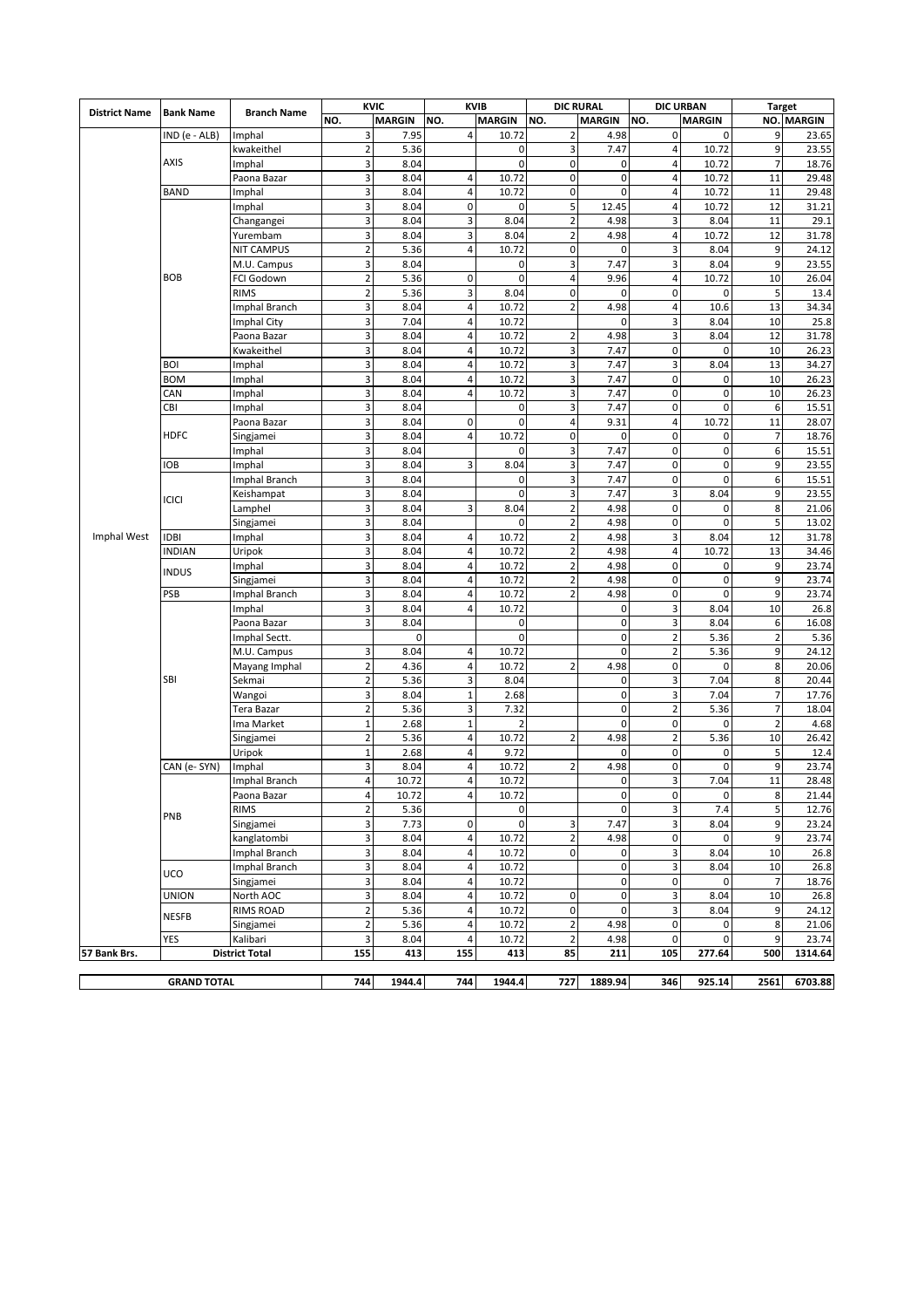| District Name | Bank Name | Branch Name | KVIC | | KVIB | | DIC RURAL | | DIC URBAN | | Target | |
|---|---|---|---|---|---|---|---|---|---|---|---|---|
| | | | NO. | MARGIN | NO. | MARGIN | NO. | MARGIN | NO. | MARGIN | NO. | MARGIN |
| Imphal West | IND (e - ALB) | Imphal | 3 | 7.95 | 4 | 10.72 | 2 | 4.98 | 0 | 0 | 9 | 23.65 |
| | AXIS | kwakeithel | 2 | 5.36 | | 0 | 3 | 7.47 | 4 | 10.72 | 9 | 23.55 |
| | | Imphal | 3 | 8.04 | | 0 | 0 | 0 | 4 | 10.72 | 7 | 18.76 |
| | | Paona Bazar | 3 | 8.04 | 4 | 10.72 | 0 | 0 | 4 | 10.72 | 11 | 29.48 |
| | BAND | Imphal | 3 | 8.04 | 4 | 10.72 | 0 | 0 | 4 | 10.72 | 11 | 29.48 |
| | BOB | Imphal | 3 | 8.04 | 0 | 0 | 5 | 12.45 | 4 | 10.72 | 12 | 31.21 |
| | | Changangei | 3 | 8.04 | 3 | 8.04 | 2 | 4.98 | 3 | 8.04 | 11 | 29.1 |
| | | Yurembam | 3 | 8.04 | 3 | 8.04 | 2 | 4.98 | 4 | 10.72 | 12 | 31.78 |
| | | NIT CAMPUS | 2 | 5.36 | 4 | 10.72 | 0 | 0 | 3 | 8.04 | 9 | 24.12 |
| | | M.U. Campus | 3 | 8.04 | | 0 | 3 | 7.47 | 3 | 8.04 | 9 | 23.55 |
| | | FCI Godown | 2 | 5.36 | 0 | 0 | 4 | 9.96 | 4 | 10.72 | 10 | 26.04 |
| | | RIMS | 2 | 5.36 | 3 | 8.04 | 0 | 0 | 0 | 0 | 5 | 13.4 |
| | | Imphal Branch | 3 | 8.04 | 4 | 10.72 | 2 | 4.98 | 4 | 10.6 | 13 | 34.34 |
| | | Imphal City | 3 | 7.04 | 4 | 10.72 | | 0 | 3 | 8.04 | 10 | 25.8 |
| | | Paona Bazar | 3 | 8.04 | 4 | 10.72 | 2 | 4.98 | 3 | 8.04 | 12 | 31.78 |
| | | Kwakeithel | 3 | 8.04 | 4 | 10.72 | 3 | 7.47 | 0 | 0 | 10 | 26.23 |
| | BOI | Imphal | 3 | 8.04 | 4 | 10.72 | 3 | 7.47 | 3 | 8.04 | 13 | 34.27 |
| | BOM | Imphal | 3 | 8.04 | 4 | 10.72 | 3 | 7.47 | 0 | 0 | 10 | 26.23 |
| | CAN | Imphal | 3 | 8.04 | 4 | 10.72 | 3 | 7.47 | 0 | 0 | 10 | 26.23 |
| | CBI | Imphal | 3 | 8.04 | | 0 | 3 | 7.47 | 0 | 0 | 6 | 15.51 |
| | HDFC | Paona Bazar | 3 | 8.04 | 0 | 0 | 4 | 9.31 | 4 | 10.72 | 11 | 28.07 |
| | | Singjamei | 3 | 8.04 | 4 | 10.72 | 0 | 0 | 0 | 0 | 7 | 18.76 |
| | | Imphal | 3 | 8.04 | | 0 | 3 | 7.47 | 0 | 0 | 6 | 15.51 |
| | IOB | Imphal | 3 | 8.04 | 3 | 8.04 | 3 | 7.47 | 0 | 0 | 9 | 23.55 |
| | ICICI | Imphal Branch | 3 | 8.04 | | 0 | 3 | 7.47 | 0 | 0 | 6 | 15.51 |
| | | Keishampat | 3 | 8.04 | | 0 | 3 | 7.47 | 3 | 8.04 | 9 | 23.55 |
| | | Lamphel | 3 | 8.04 | 3 | 8.04 | 2 | 4.98 | 0 | 0 | 8 | 21.06 |
| | | Singjamei | 3 | 8.04 | | 0 | 2 | 4.98 | 0 | 0 | 5 | 13.02 |
| | IDBI | Imphal | 3 | 8.04 | 4 | 10.72 | 2 | 4.98 | 3 | 8.04 | 12 | 31.78 |
| | INDIAN | Uripok | 3 | 8.04 | 4 | 10.72 | 2 | 4.98 | 4 | 10.72 | 13 | 34.46 |
| | INDUS | Imphal | 3 | 8.04 | 4 | 10.72 | 2 | 4.98 | 0 | 0 | 9 | 23.74 |
| | | Singjamei | 3 | 8.04 | 4 | 10.72 | 2 | 4.98 | 0 | 0 | 9 | 23.74 |
| | PSB | Imphal Branch | 3 | 8.04 | 4 | 10.72 | 2 | 4.98 | 0 | 0 | 9 | 23.74 |
| | SBI | Imphal | 3 | 8.04 | 4 | 10.72 | | 0 | 3 | 8.04 | 10 | 26.8 |
| | | Paona Bazar | 3 | 8.04 | | 0 | | 0 | 3 | 8.04 | 6 | 16.08 |
| | | Imphal Sectt. | | 0 | | 0 | | 0 | 2 | 5.36 | 2 | 5.36 |
| | | M.U. Campus | 3 | 8.04 | 4 | 10.72 | | 0 | 2 | 5.36 | 9 | 24.12 |
| | | Mayang Imphal | 2 | 4.36 | 4 | 10.72 | 2 | 4.98 | 0 | 0 | 8 | 20.06 |
| | | Sekmai | 2 | 5.36 | 3 | 8.04 | | 0 | 3 | 7.04 | 8 | 20.44 |
| | | Wangoi | 3 | 8.04 | 1 | 2.68 | | 0 | 3 | 7.04 | 7 | 17.76 |
| | | Tera Bazar | 2 | 5.36 | 3 | 7.32 | | 0 | 2 | 5.36 | 7 | 18.04 |
| | | Ima Market | 1 | 2.68 | 1 | 2 | | 0 | 0 | 0 | 2 | 4.68 |
| | | Singjamei | 2 | 5.36 | 4 | 10.72 | 2 | 4.98 | 2 | 5.36 | 10 | 26.42 |
| | | Uripok | 1 | 2.68 | 4 | 9.72 | | 0 | 0 | 0 | 5 | 12.4 |
| | CAN (e- SYN) | Imphal | 3 | 8.04 | 4 | 10.72 | 2 | 4.98 | 0 | 0 | 9 | 23.74 |
| | PNB | Imphal Branch | 4 | 10.72 | 4 | 10.72 | | 0 | 3 | 7.04 | 11 | 28.48 |
| | | Paona Bazar | 4 | 10.72 | 4 | 10.72 | | 0 | 0 | 0 | 8 | 21.44 |
| | | RIMS | 2 | 5.36 | | 0 | | 0 | 3 | 7.4 | 5 | 12.76 |
| | | Singjamei | 3 | 7.73 | 0 | 0 | 3 | 7.47 | 3 | 8.04 | 9 | 23.24 |
| | | kanglatombi | 3 | 8.04 | 4 | 10.72 | 2 | 4.98 | 0 | 0 | 9 | 23.74 |
| | | Imphal Branch | 3 | 8.04 | 4 | 10.72 | 0 | 0 | 3 | 8.04 | 10 | 26.8 |
| | UCO | Imphal Branch | 3 | 8.04 | 4 | 10.72 | | 0 | 3 | 8.04 | 10 | 26.8 |
| | | Singjamei | 3 | 8.04 | 4 | 10.72 | | 0 | 0 | 0 | 7 | 18.76 |
| | UNION | North AOC | 3 | 8.04 | 4 | 10.72 | 0 | 0 | 3 | 8.04 | 10 | 26.8 |
| | NESFB | RIMS ROAD | 2 | 5.36 | 4 | 10.72 | 0 | 0 | 3 | 8.04 | 9 | 24.12 |
| | | Singjamei | 2 | 5.36 | 4 | 10.72 | 2 | 4.98 | 0 | 0 | 8 | 21.06 |
| | YES | Kalibari | 3 | 8.04 | 4 | 10.72 | 2 | 4.98 | 0 | 0 | 9 | 23.74 |
| **57 Bank Brs.** | | **District Total** | **155** | **413** | **155** | **413** | **85** | **211** | **105** | **277.64** | **500** | **1314.64** |
| **GRAND TOTAL** | | | **744** | **1944.4** | **744** | **1944.4** | **727** | **1889.94** | **346** | **925.14** | **2561** | **6703.88** |